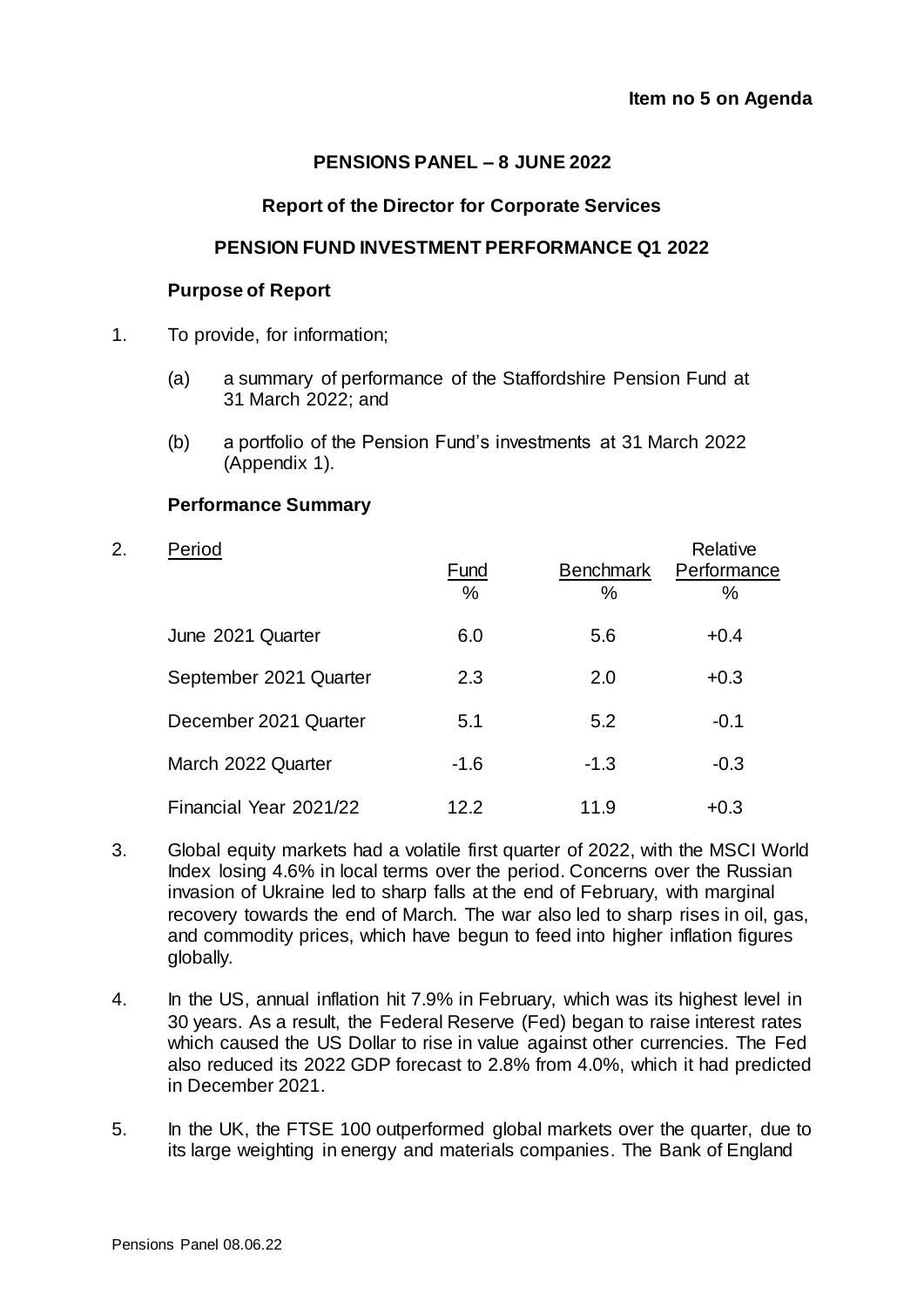**Item no 5 on Agenda**

**PENSIONS PANEL – 8 JUNE 2022**

**Report of the Director for Corporate Services**

**PENSION FUND INVESTMENT PERFORMANCE Q1 2022**

**Purpose of Report**

1. To provide, for information;

   (a) a summary of performance of the Staffordshire Pension Fund at 31 March 2022; and

   (b) a portfolio of the Pension Fund's investments at 31 March 2022 (Appendix 1).

**Performance Summary**

2.

| Period | Fund % | Benchmark % | Relative Performance % |
|---|---|---|---|
| June 2021 Quarter | 6.0 | 5.6 | +0.4 |
| September 2021 Quarter | 2.3 | 2.0 | +0.3 |
| December 2021 Quarter | 5.1 | 5.2 | -0.1 |
| March 2022 Quarter | -1.6 | -1.3 | -0.3 |
| Financial Year 2021/22 | 12.2 | 11.9 | +0.3 |

3. Global equity markets had a volatile first quarter of 2022, with the MSCI World Index losing 4.6% in local terms over the period. Concerns over the Russian invasion of Ukraine led to sharp falls at the end of February, with marginal recovery towards the end of March. The war also led to sharp rises in oil, gas, and commodity prices, which have begun to feed into higher inflation figures globally.

4. In the US, annual inflation hit 7.9% in February, which was its highest level in 30 years. As a result, the Federal Reserve (Fed) began to raise interest rates which caused the US Dollar to rise in value against other currencies. The Fed also reduced its 2022 GDP forecast to 2.8% from 4.0%, which it had predicted in December 2021.

5. In the UK, the FTSE 100 outperformed global markets over the quarter, due to its large weighting in energy and materials companies. The Bank of England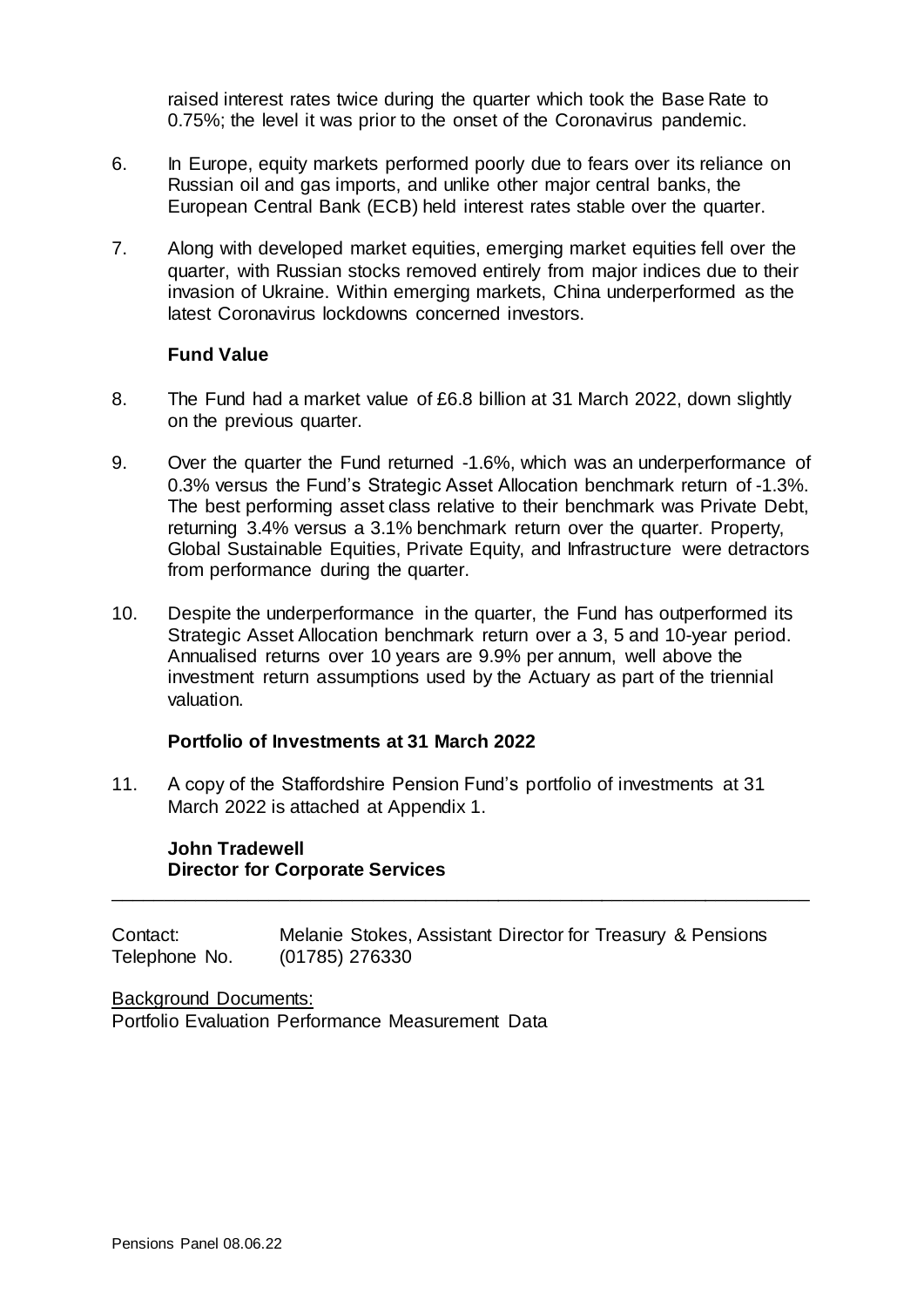raised interest rates twice during the quarter which took the Base Rate to 0.75%; the level it was prior to the onset of the Coronavirus pandemic.

6. In Europe, equity markets performed poorly due to fears over its reliance on Russian oil and gas imports, and unlike other major central banks, the European Central Bank (ECB) held interest rates stable over the quarter.

7. Along with developed market equities, emerging market equities fell over the quarter, with Russian stocks removed entirely from major indices due to their invasion of Ukraine. Within emerging markets, China underperformed as the latest Coronavirus lockdowns concerned investors.

### Fund Value

8. The Fund had a market value of £6.8 billion at 31 March 2022, down slightly on the previous quarter.

9. Over the quarter the Fund returned -1.6%, which was an underperformance of 0.3% versus the Fund's Strategic Asset Allocation benchmark return of -1.3%. The best performing asset class relative to their benchmark was Private Debt, returning 3.4% versus a 3.1% benchmark return over the quarter. Property, Global Sustainable Equities, Private Equity, and Infrastructure were detractors from performance during the quarter.

10. Despite the underperformance in the quarter, the Fund has outperformed its Strategic Asset Allocation benchmark return over a 3, 5 and 10-year period. Annualised returns over 10 years are 9.9% per annum, well above the investment return assumptions used by the Actuary as part of the triennial valuation.

### Portfolio of Investments at 31 March 2022

11. A copy of the Staffordshire Pension Fund's portfolio of investments at 31 March 2022 is attached at Appendix 1.

**John Tradewell**
**Director for Corporate Services**

---

Contact: Melanie Stokes, Assistant Director for Treasury & Pensions
Telephone No. (01785) 276330

Background Documents:
Portfolio Evaluation Performance Measurement Data